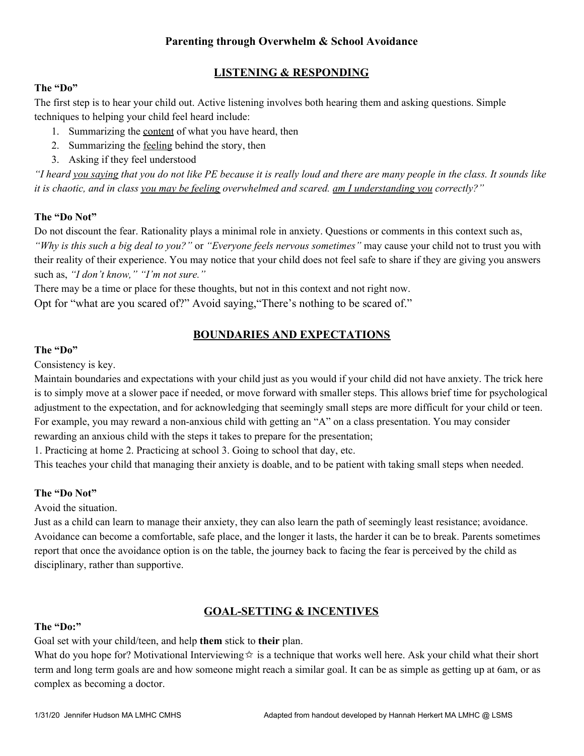# Parenting through Overwhelm & School Avoidance

## LISTENING & RESPONDING

**The "Do"**

The first step is to hear your child out. Active listening involves both hearing them and asking questions. Simple techniques to helping your child feel heard include:

1. Summarizing the <u>content</u> of what you have heard, then
2. Summarizing the <u>feeling</u> behind the story, then
3. Asking if they feel understood

*"I heard <u>you saying</u> that you do not like PE because it is really loud and there are many people in the class. It sounds like it is chaotic, and in class <u>you may be feeling</u> overwhelmed and scared. <u>am I understanding you</u> correctly?"*

**The "Do Not"**

Do not discount the fear. Rationality plays a minimal role in anxiety. Questions or comments in this context such as, *"Why is this such a big deal to you?"* or *"Everyone feels nervous sometimes"* may cause your child not to trust you with their reality of their experience. You may notice that your child does not feel safe to share if they are giving you answers such as, *"I don't know," "I'm not sure."*

There may be a time or place for these thoughts, but not in this context and not right now.

Opt for "what are you scared of?" Avoid saying,"There's nothing to be scared of."

## BOUNDARIES AND EXPECTATIONS

**The "Do"**

Consistency is key.

Maintain boundaries and expectations with your child just as you would if your child did not have anxiety. The trick here is to simply move at a slower pace if needed, or move forward with smaller steps. This allows brief time for psychological adjustment to the expectation, and for acknowledging that seemingly small steps are more difficult for your child or teen. For example, you may reward a non-anxious child with getting an "A" on a class presentation. You may consider rewarding an anxious child with the steps it takes to prepare for the presentation;

1. Practicing at home 2. Practicing at school 3. Going to school that day, etc.

This teaches your child that managing their anxiety is doable, and to be patient with taking small steps when needed.

**The "Do Not"**

Avoid the situation.

Just as a child can learn to manage their anxiety, they can also learn the path of seemingly least resistance; avoidance. Avoidance can become a comfortable, safe place, and the longer it lasts, the harder it can be to break. Parents sometimes report that once the avoidance option is on the table, the journey back to facing the fear is perceived by the child as disciplinary, rather than supportive.

## GOAL-SETTING & INCENTIVES

**The "Do:"**

Goal set with your child/teen, and help **them** stick to **their** plan.

What do you hope for? Motivational Interviewing☆ is a technique that works well here. Ask your child what their short term and long term goals are and how someone might reach a similar goal. It can be as simple as getting up at 6am, or as complex as becoming a doctor.

1/31/20 Jennifer Hudson MA LMHC CMHS Adapted from handout developed by Hannah Herkert MA LMHC @ LSMS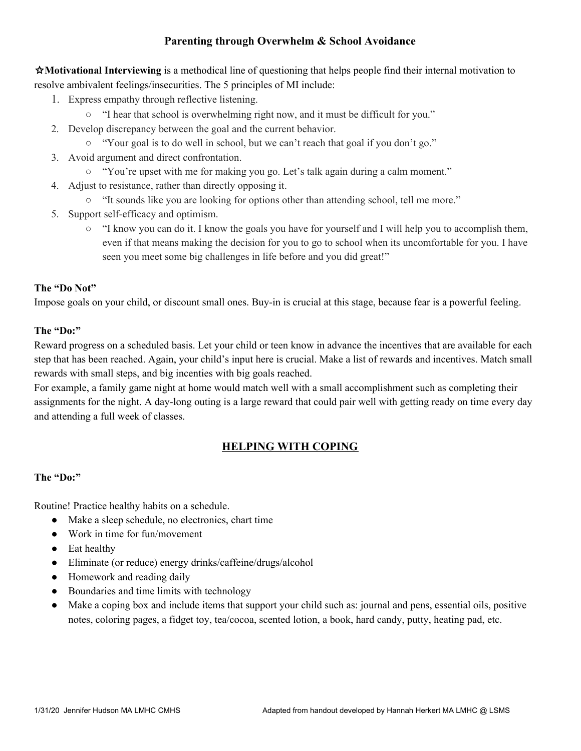**Parenting through Overwhelm & School Avoidance**

☆**Motivational Interviewing** is a methodical line of questioning that helps people find their internal motivation to resolve ambivalent feelings/insecurities. The 5 principles of MI include:

1. Express empathy through reflective listening.
   - "I hear that school is overwhelming right now, and it must be difficult for you."
2. Develop discrepancy between the goal and the current behavior.
   - "Your goal is to do well in school, but we can't reach that goal if you don't go."
3. Avoid argument and direct confrontation.
   - "You're upset with me for making you go. Let's talk again during a calm moment."
4. Adjust to resistance, rather than directly opposing it.
   - "It sounds like you are looking for options other than attending school, tell me more."
5. Support self-efficacy and optimism.
   - "I know you can do it. I know the goals you have for yourself and I will help you to accomplish them, even if that means making the decision for you to go to school when its uncomfortable for you. I have seen you meet some big challenges in life before and you did great!"

**The "Do Not"**

Impose goals on your child, or discount small ones. Buy-in is crucial at this stage, because fear is a powerful feeling.

**The "Do:"**

Reward progress on a scheduled basis. Let your child or teen know in advance the incentives that are available for each step that has been reached. Again, your child's input here is crucial. Make a list of rewards and incentives. Match small rewards with small steps, and big incenties with big goals reached.

For example, a family game night at home would match well with a small accomplishment such as completing their assignments for the night. A day-long outing is a large reward that could pair well with getting ready on time every day and attending a full week of classes.

## HELPING WITH COPING

**The "Do:"**

Routine! Practice healthy habits on a schedule.

- Make a sleep schedule, no electronics, chart time
- Work in time for fun/movement
- Eat healthy
- Eliminate (or reduce) energy drinks/caffeine/drugs/alcohol
- Homework and reading daily
- Boundaries and time limits with technology
- Make a coping box and include items that support your child such as: journal and pens, essential oils, positive notes, coloring pages, a fidget toy, tea/cocoa, scented lotion, a book, hard candy, putty, heating pad, etc.

1/31/20 Jennifer Hudson MA LMHC CMHS Adapted from handout developed by Hannah Herkert MA LMHC @ LSMS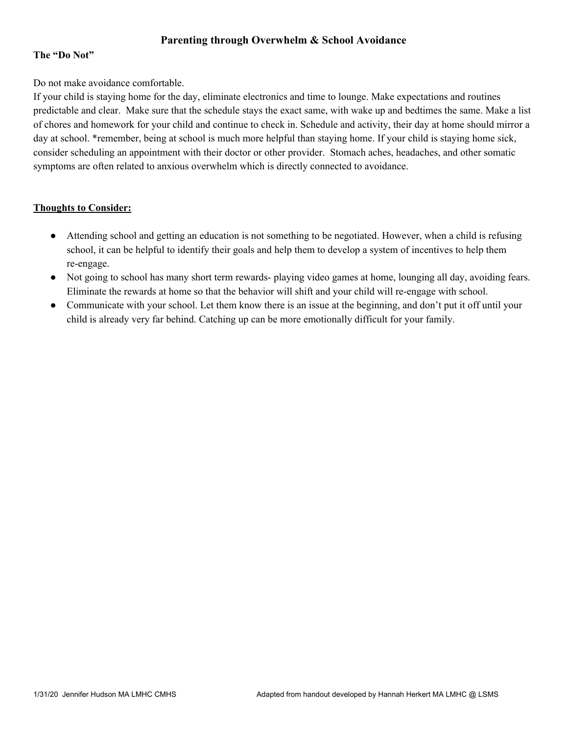**Parenting through Overwhelm & School Avoidance**

**The "Do Not"**

Do not make avoidance comfortable.

If your child is staying home for the day, eliminate electronics and time to lounge. Make expectations and routines predictable and clear. Make sure that the schedule stays the exact same, with wake up and bedtimes the same. Make a list of chores and homework for your child and continue to check in. Schedule and activity, their day at home should mirror a day at school. *remember, being at school is much more helpful than staying home. If your child is staying home sick, consider scheduling an appointment with their doctor or other provider. Stomach aches, headaches, and other somatic symptoms are often related to anxious overwhelm which is directly connected to avoidance.

**<u>Thoughts to Consider:</u>**

- Attending school and getting an education is not something to be negotiated. However, when a child is refusing school, it can be helpful to identify their goals and help them to develop a system of incentives to help them re-engage.
- Not going to school has many short term rewards- playing video games at home, lounging all day, avoiding fears. Eliminate the rewards at home so that the behavior will shift and your child will re-engage with school.
- Communicate with your school. Let them know there is an issue at the beginning, and don't put it off until your child is already very far behind. Catching up can be more emotionally difficult for your family.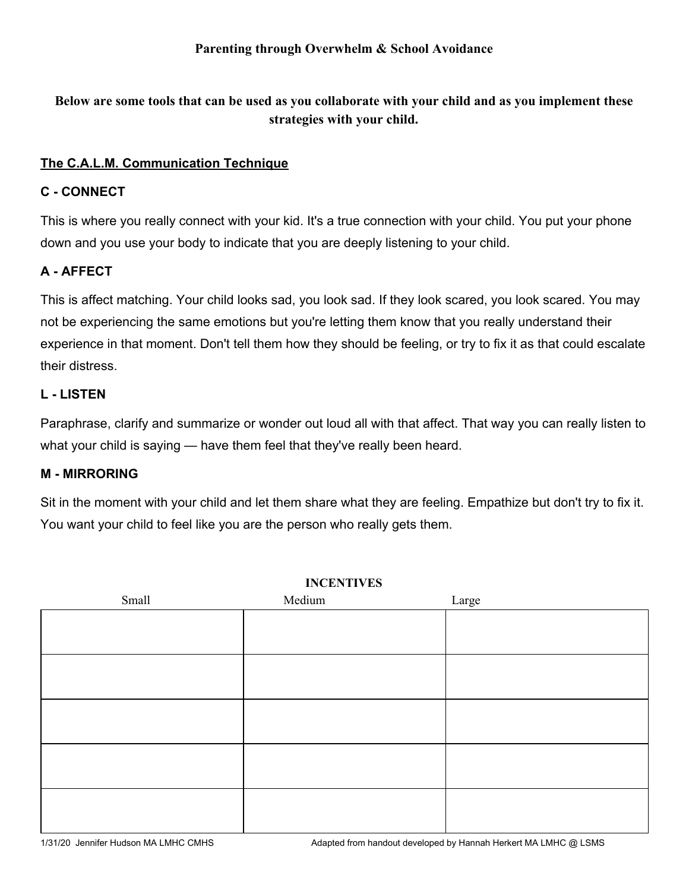**Parenting through Overwhelm & School Avoidance**

**Below are some tools that can be used as you collaborate with your child and as you implement these strategies with your child.**

## The C.A.L.M. Communication Technique

### C - CONNECT

This is where you really connect with your kid. It's a true connection with your child. You put your phone down and you use your body to indicate that you are deeply listening to your child.

### A - AFFECT

This is affect matching. Your child looks sad, you look sad. If they look scared, you look scared. You may not be experiencing the same emotions but you're letting them know that you really understand their experience in that moment. Don't tell them how they should be feeling, or try to fix it as that could escalate their distress.

### L - LISTEN

Paraphrase, clarify and summarize or wonder out loud all with that affect. That way you can really listen to what your child is saying — have them feel that they've really been heard.

### M - MIRRORING

Sit in the moment with your child and let them share what they are feeling. Empathize but don't try to fix it. You want your child to feel like you are the person who really gets them.

**INCENTIVES**

| Small | Medium | Large |
| --- | --- | --- |
| | | |
| | | |
| | | |
| | | |
| | | |

1/31/20 Jennifer Hudson MA LMHC CMHS

Adapted from handout developed by Hannah Herkert MA LMHC @ LSMS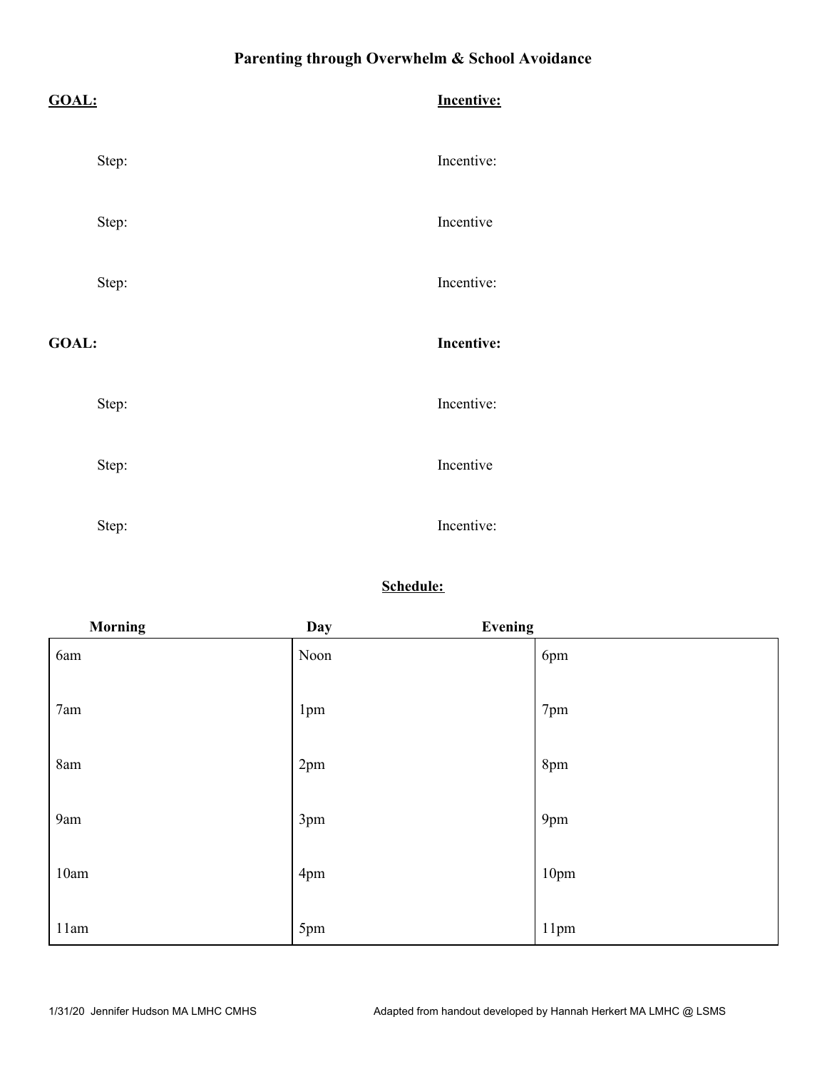# Parenting through Overwhelm & School Avoidance

**<u>GOAL:</u>** **<u>Incentive:</u>**

Step: Incentive:

Step: Incentive

Step: Incentive:

**GOAL:** **Incentive:**

Step: Incentive:

Step: Incentive

Step: Incentive:

**<u>Schedule:</u>**

| **Morning** | **Day** | **Evening** |
|---|---|---|
| 6am | Noon | 6pm |
| 7am | 1pm | 7pm |
| 8am | 2pm | 8pm |
| 9am | 3pm | 9pm |
| 10am | 4pm | 10pm |
| 11am | 5pm | 11pm |

1/31/20 Jennifer Hudson MA LMHC CMHS    Adapted from handout developed by Hannah Herkert MA LMHC @ LSMS